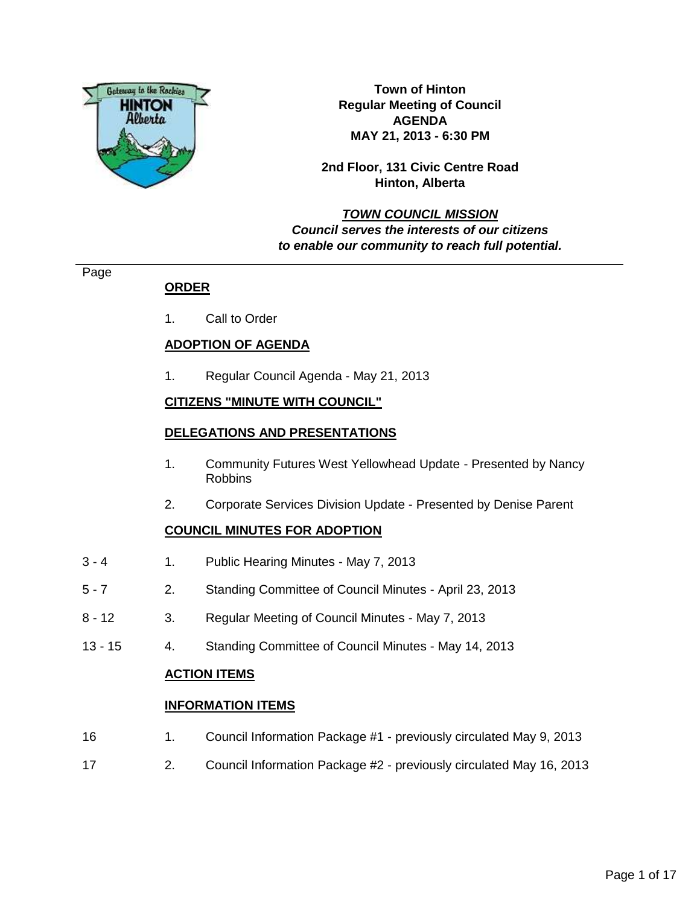**Town of Hinton**
**Regular Meeting of Council**
**AGENDA**
**MAY 21, 2013 - 6:30 PM**

**2nd Floor, 131 Civic Centre Road**
**Hinton, Alberta**

***TOWN COUNCIL MISSION***
***Council serves the interests of our citizens to enable our community to reach full potential.***

---

| Page | | |
|---|---|---|
| | | **ORDER** |
| | 1. | Call to Order |
| | | **ADOPTION OF AGENDA** |
| | 1. | Regular Council Agenda - May 21, 2013 |
| | | **CITIZENS "MINUTE WITH COUNCIL"** |
| | | **DELEGATIONS AND PRESENTATIONS** |
| | 1. | Community Futures West Yellowhead Update - Presented by Nancy Robbins |
| | 2. | Corporate Services Division Update - Presented by Denise Parent |
| | | **COUNCIL MINUTES FOR ADOPTION** |
| 3 - 4 | 1. | Public Hearing Minutes - May 7, 2013 |
| 5 - 7 | 2. | Standing Committee of Council Minutes - April 23, 2013 |
| 8 - 12 | 3. | Regular Meeting of Council Minutes - May 7, 2013 |
| 13 - 15 | 4. | Standing Committee of Council Minutes - May 14, 2013 |
| | | **ACTION ITEMS** |
| | | **INFORMATION ITEMS** |
| 16 | 1. | Council Information Package #1 - previously circulated May 9, 2013 |
| 17 | 2. | Council Information Package #2 - previously circulated May 16, 2013 |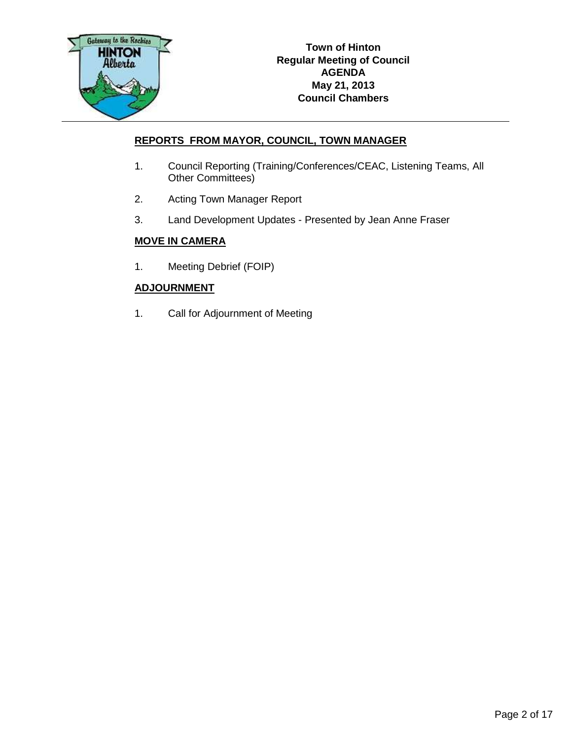**Town of Hinton**
**Regular Meeting of Council**
**AGENDA**
**May 21, 2013**
**Council Chambers**

## REPORTS FROM MAYOR, COUNCIL, TOWN MANAGER

1. Council Reporting (Training/Conferences/CEAC, Listening Teams, All Other Committees)
2. Acting Town Manager Report
3. Land Development Updates - Presented by Jean Anne Fraser

## MOVE IN CAMERA

1. Meeting Debrief (FOIP)

## ADJOURNMENT

1. Call for Adjournment of Meeting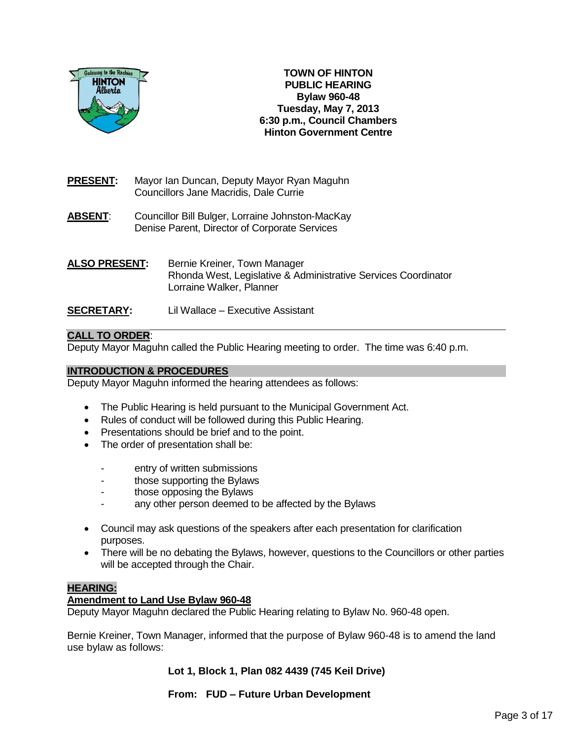**TOWN OF HINTON**
**PUBLIC HEARING**
**Bylaw 960-48**
**Tuesday, May 7, 2013**
**6:30 p.m., Council Chambers**
**Hinton Government Centre**

**PRESENT:** Mayor Ian Duncan, Deputy Mayor Ryan Maguhn
Councillors Jane Macridis, Dale Currie

**ABSENT:** Councillor Bill Bulger, Lorraine Johnston-MacKay
Denise Parent, Director of Corporate Services

**ALSO PRESENT:** Bernie Kreiner, Town Manager
Rhonda West, Legislative & Administrative Services Coordinator
Lorraine Walker, Planner

**SECRETARY:** Lil Wallace – Executive Assistant

**CALL TO ORDER**:
Deputy Mayor Maguhn called the Public Hearing meeting to order. The time was 6:40 p.m.

**INTRODUCTION & PROCEDURES**
Deputy Mayor Maguhn informed the hearing attendees as follows:

- The Public Hearing is held pursuant to the Municipal Government Act.
- Rules of conduct will be followed during this Public Hearing.
- Presentations should be brief and to the point.
- The order of presentation shall be:
  - entry of written submissions
  - those supporting the Bylaws
  - those opposing the Bylaws
  - any other person deemed to be affected by the Bylaws
- Council may ask questions of the speakers after each presentation for clarification purposes.
- There will be no debating the Bylaws, however, questions to the Councillors or other parties will be accepted through the Chair.

**HEARING:**
**Amendment to Land Use Bylaw 960-48**
Deputy Mayor Maguhn declared the Public Hearing relating to Bylaw No. 960-48 open.

Bernie Kreiner, Town Manager, informed that the purpose of Bylaw 960-48 is to amend the land use bylaw as follows:

**Lot 1, Block 1, Plan 082 4439 (745 Keil Drive)**

**From: FUD – Future Urban Development**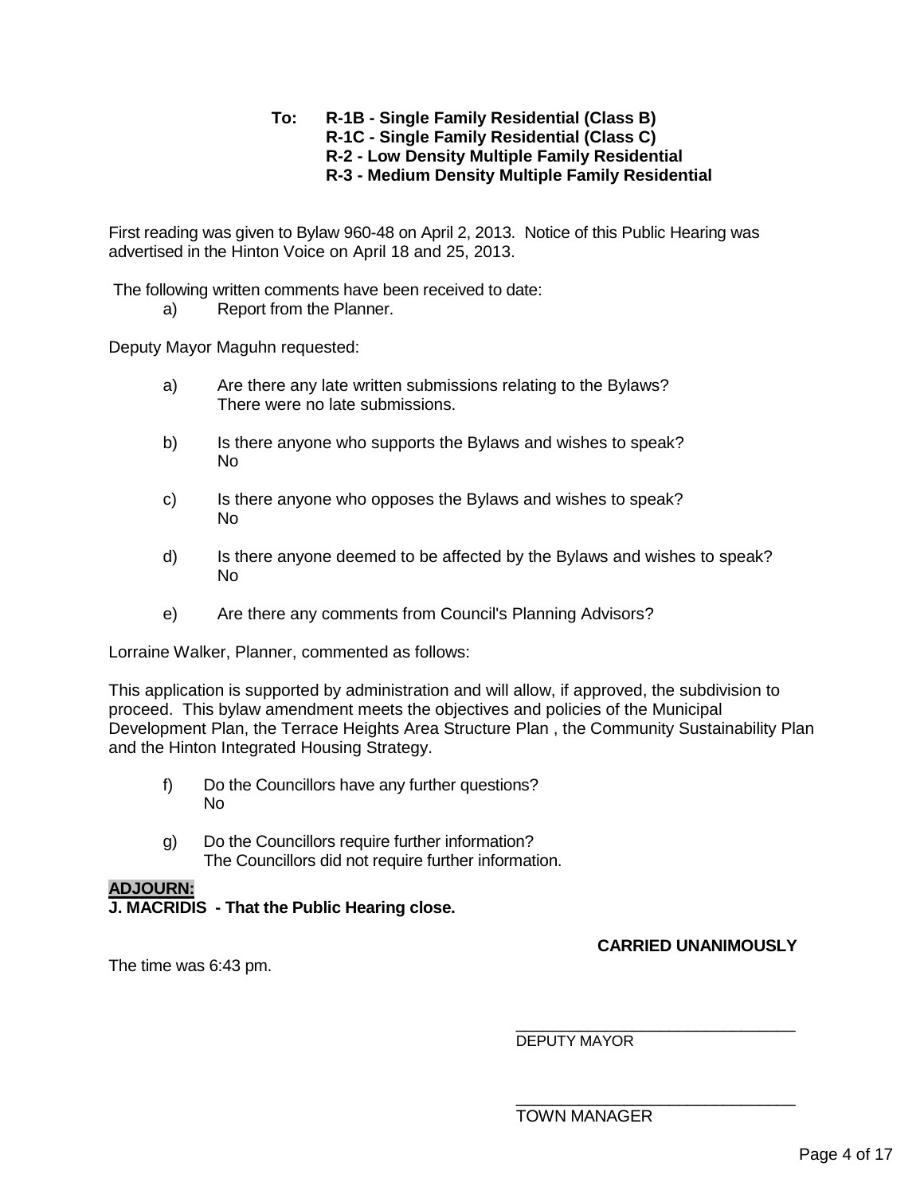**To: R-1B - Single Family Residential (Class B)**
**R-1C - Single Family Residential (Class C)**
**R-2 - Low Density Multiple Family Residential**
**R-3 - Medium Density Multiple Family Residential**

First reading was given to Bylaw 960-48 on April 2, 2013. Notice of this Public Hearing was advertised in the Hinton Voice on April 18 and 25, 2013.

The following written comments have been received to date:

a) Report from the Planner.

Deputy Mayor Maguhn requested:

a) Are there any late written submissions relating to the Bylaws?
There were no late submissions.

b) Is there anyone who supports the Bylaws and wishes to speak?
No

c) Is there anyone who opposes the Bylaws and wishes to speak?
No

d) Is there anyone deemed to be affected by the Bylaws and wishes to speak?
No

e) Are there any comments from Council's Planning Advisors?

Lorraine Walker, Planner, commented as follows:

This application is supported by administration and will allow, if approved, the subdivision to proceed. This bylaw amendment meets the objectives and policies of the Municipal Development Plan, the Terrace Heights Area Structure Plan , the Community Sustainability Plan and the Hinton Integrated Housing Strategy.

f) Do the Councillors have any further questions?
No

g) Do the Councillors require further information?
The Councillors did not require further information.

**ADJOURN:**

**J. MACRIDIS - That the Public Hearing close.**

**CARRIED UNANIMOUSLY**

The time was 6:43 pm.

\_\_\_\_\_\_\_\_\_\_\_\_\_\_\_\_\_\_\_\_\_\_\_\_\_\_\_\_\_\_\_\_
DEPUTY MAYOR

\_\_\_\_\_\_\_\_\_\_\_\_\_\_\_\_\_\_\_\_\_\_\_\_\_\_\_\_\_\_\_\_
TOWN MANAGER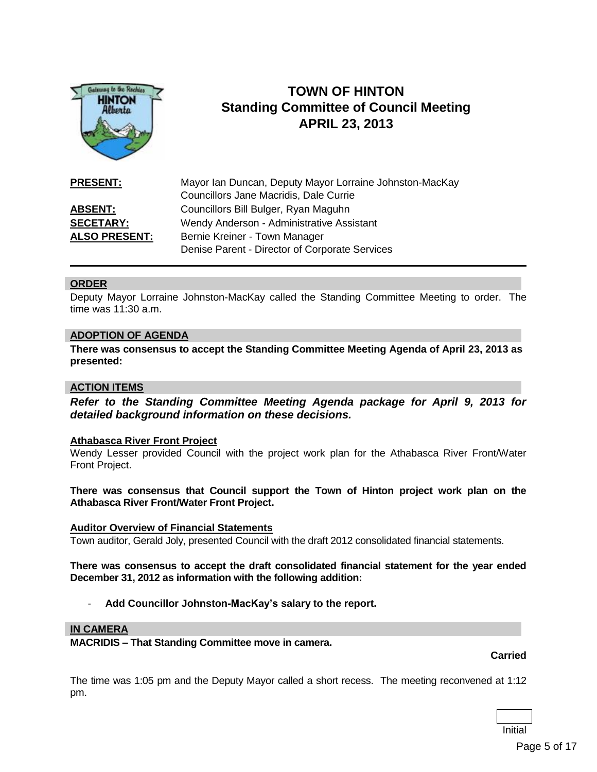# TOWN OF HINTON
## Standing Committee of Council Meeting
## APRIL 23, 2013

| | |
|---|---|
| **PRESENT:** | Mayor Ian Duncan, Deputy Mayor Lorraine Johnston-MacKay<br>Councillors Jane Macridis, Dale Currie |
| **ABSENT:** | Councillors Bill Bulger, Ryan Maguhn |
| **SECETARY:** | Wendy Anderson - Administrative Assistant |
| **ALSO PRESENT:** | Bernie Kreiner - Town Manager<br>Denise Parent - Director of Corporate Services |

### ORDER

Deputy Mayor Lorraine Johnston-MacKay called the Standing Committee Meeting to order. The time was 11:30 a.m.

### ADOPTION OF AGENDA

**There was consensus to accept the Standing Committee Meeting Agenda of April 23, 2013 as presented:**

### ACTION ITEMS

***Refer to the Standing Committee Meeting Agenda package for April 9, 2013 for detailed background information on these decisions.***

**Athabasca River Front Project**

Wendy Lesser provided Council with the project work plan for the Athabasca River Front/Water Front Project.

**There was consensus that Council support the Town of Hinton project work plan on the Athabasca River Front/Water Front Project.**

**Auditor Overview of Financial Statements**

Town auditor, Gerald Joly, presented Council with the draft 2012 consolidated financial statements.

**There was consensus to accept the draft consolidated financial statement for the year ended December 31, 2012 as information with the following addition:**

- **Add Councillor Johnston-MacKay's salary to the report.**

### IN CAMERA

**MACRIDIS – That Standing Committee move in camera.**

**Carried**

The time was 1:05 pm and the Deputy Mayor called a short recess. The meeting reconvened at 1:12 pm.

Initial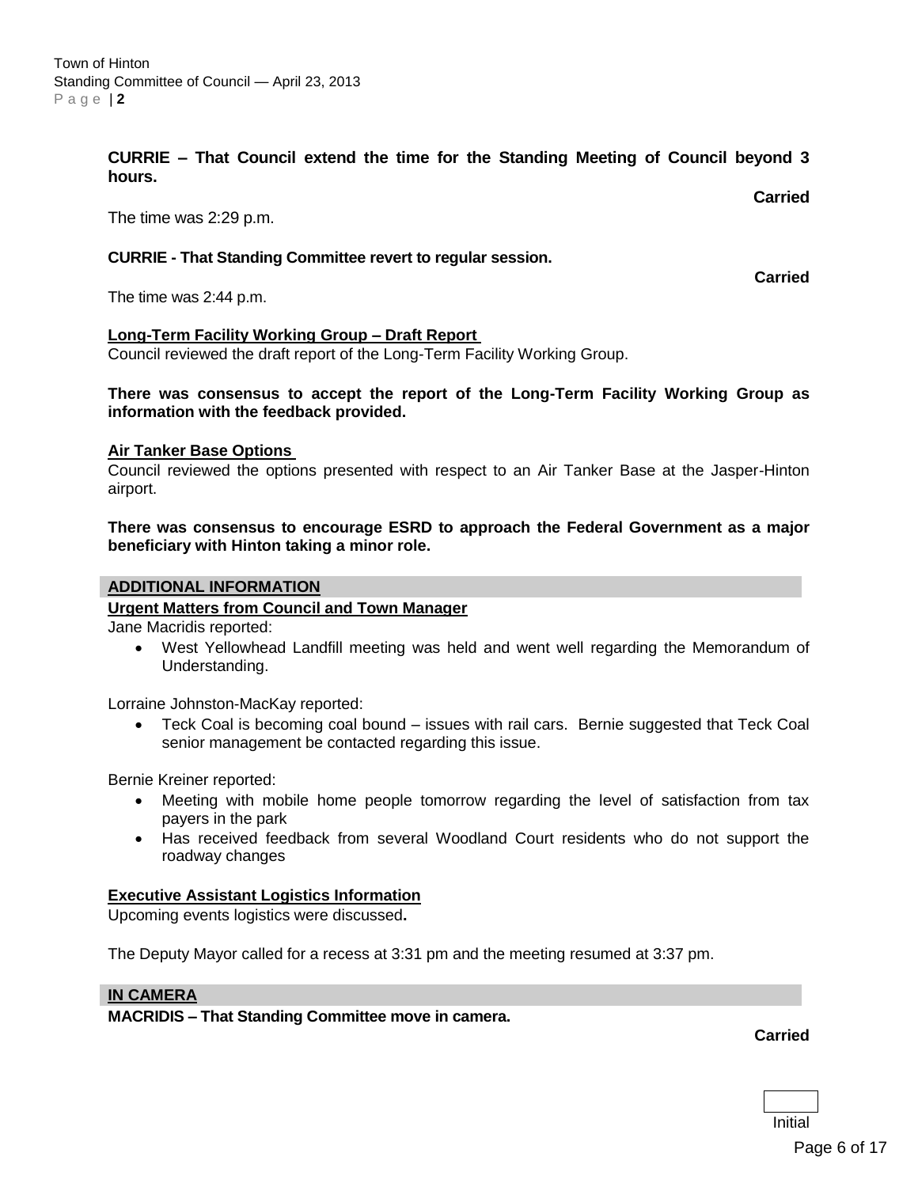**CURRIE – That Council extend the time for the Standing Meeting of Council beyond 3 hours.**

**Carried**

The time was 2:29 p.m.

**CURRIE - That Standing Committee revert to regular session.**

**Carried**

The time was 2:44 p.m.

**Long-Term Facility Working Group – Draft Report**

Council reviewed the draft report of the Long-Term Facility Working Group.

**There was consensus to accept the report of the Long-Term Facility Working Group as information with the feedback provided.**

**Air Tanker Base Options**

Council reviewed the options presented with respect to an Air Tanker Base at the Jasper-Hinton airport.

**There was consensus to encourage ESRD to approach the Federal Government as a major beneficiary with Hinton taking a minor role.**

## ADDITIONAL INFORMATION

**Urgent Matters from Council and Town Manager**

Jane Macridis reported:

- West Yellowhead Landfill meeting was held and went well regarding the Memorandum of Understanding.

Lorraine Johnston-MacKay reported:

- Teck Coal is becoming coal bound – issues with rail cars. Bernie suggested that Teck Coal senior management be contacted regarding this issue.

Bernie Kreiner reported:

- Meeting with mobile home people tomorrow regarding the level of satisfaction from tax payers in the park
- Has received feedback from several Woodland Court residents who do not support the roadway changes

**Executive Assistant Logistics Information**

Upcoming events logistics were discussed**.**

The Deputy Mayor called for a recess at 3:31 pm and the meeting resumed at 3:37 pm.

## IN CAMERA

**MACRIDIS – That Standing Committee move in camera.**

**Carried**

Initial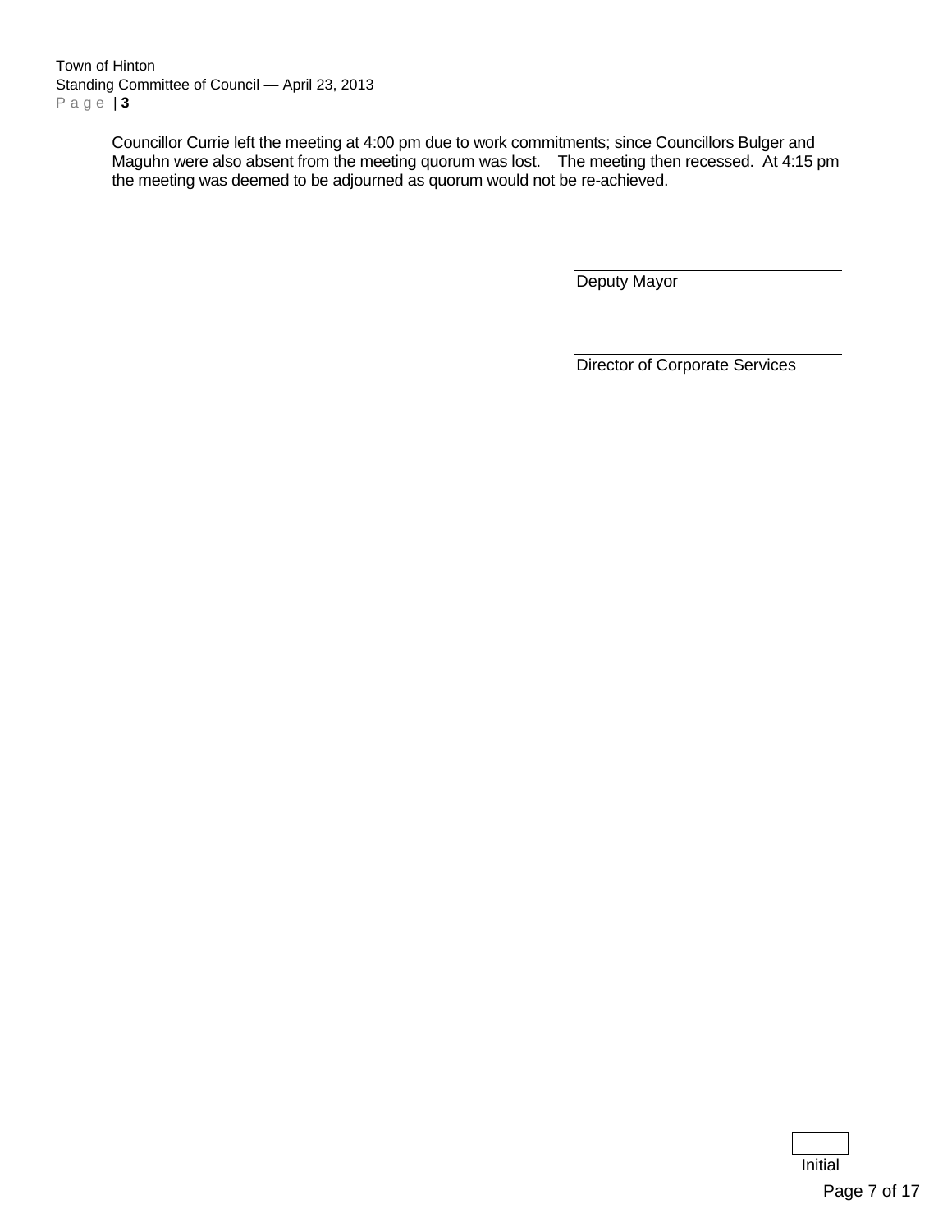Councillor Currie left the meeting at 4:00 pm due to work commitments; since Councillors Bulger and Maguhn were also absent from the meeting quorum was lost. The meeting then recessed. At 4:15 pm the meeting was deemed to be adjourned as quorum would not be re-achieved.

Deputy Mayor

Director of Corporate Services

Initial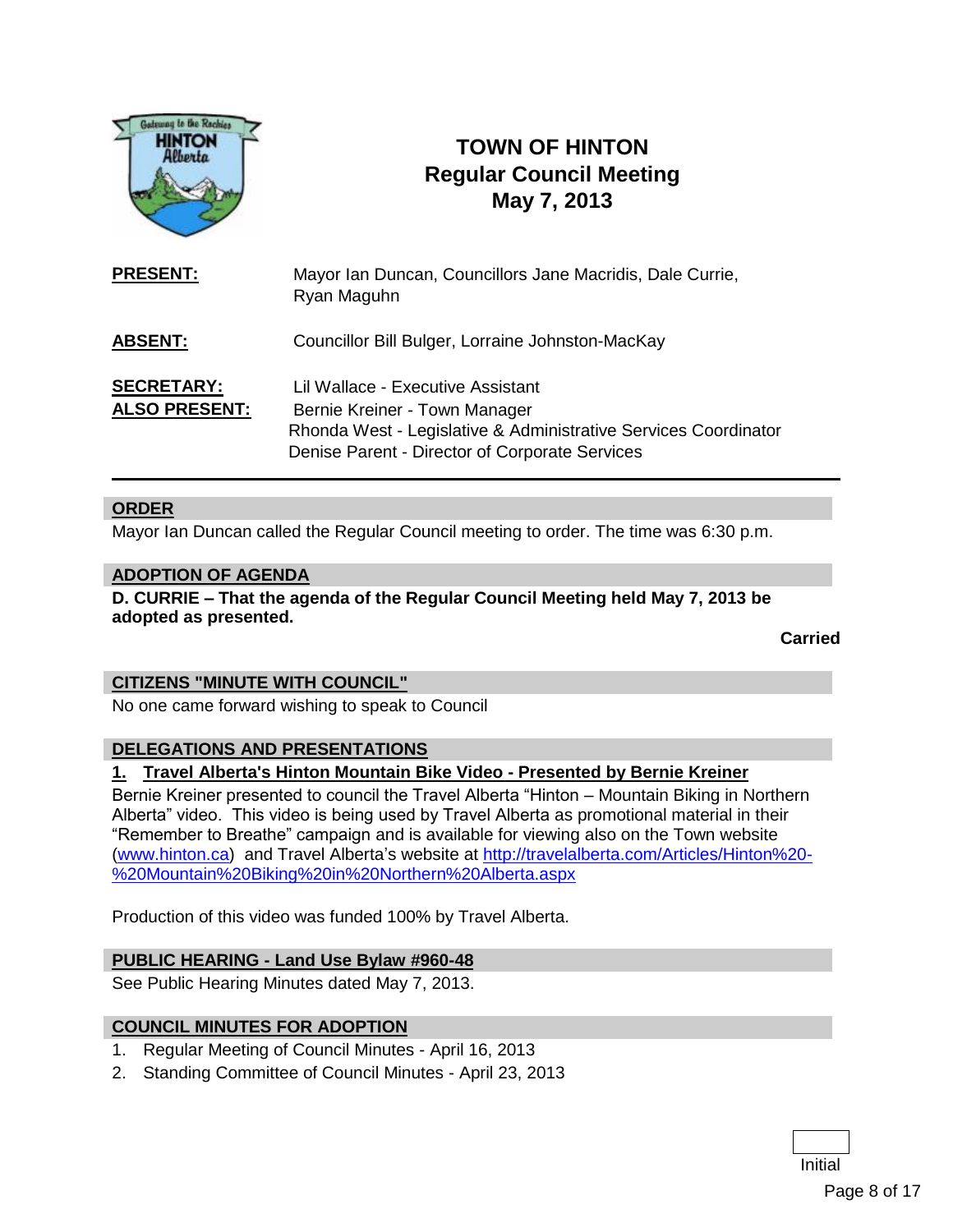# TOWN OF HINTON
## Regular Council Meeting
## May 7, 2013

**PRESENT:** Mayor Ian Duncan, Councillors Jane Macridis, Dale Currie, Ryan Maguhn

**ABSENT:** Councillor Bill Bulger, Lorraine Johnston-MacKay

**SECRETARY:** Lil Wallace - Executive Assistant

**ALSO PRESENT:** Bernie Kreiner - Town Manager
Rhonda West - Legislative & Administrative Services Coordinator
Denise Parent - Director of Corporate Services

---

### ORDER

Mayor Ian Duncan called the Regular Council meeting to order. The time was 6:30 p.m.

### ADOPTION OF AGENDA

**D. CURRIE – That the agenda of the Regular Council Meeting held May 7, 2013 be adopted as presented.**

**Carried**

### CITIZENS "MINUTE WITH COUNCIL"

No one came forward wishing to speak to Council

### DELEGATIONS AND PRESENTATIONS

**1. Travel Alberta's Hinton Mountain Bike Video - Presented by Bernie Kreiner**

Bernie Kreiner presented to council the Travel Alberta "Hinton – Mountain Biking in Northern Alberta" video. This video is being used by Travel Alberta as promotional material in their "Remember to Breathe" campaign and is available for viewing also on the Town website (www.hinton.ca) and Travel Alberta's website at http://travelalberta.com/Articles/Hinton%20-%20Mountain%20Biking%20in%20Northern%20Alberta.aspx

Production of this video was funded 100% by Travel Alberta.

### PUBLIC HEARING - Land Use Bylaw #960-48

See Public Hearing Minutes dated May 7, 2013.

### COUNCIL MINUTES FOR ADOPTION

1. Regular Meeting of Council Minutes - April 16, 2013
2. Standing Committee of Council Minutes - April 23, 2013

Initial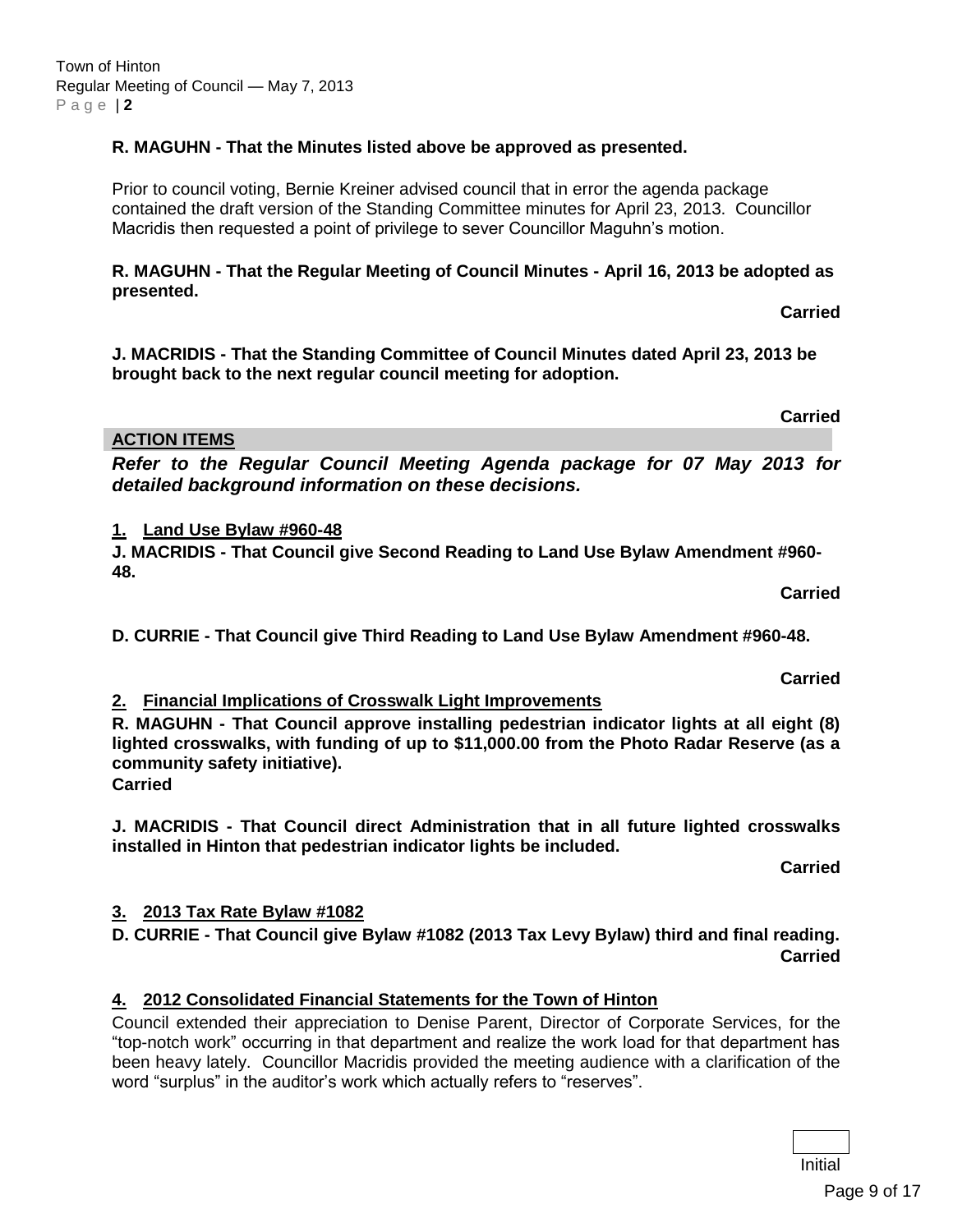**R. MAGUHN - That the Minutes listed above be approved as presented.**

Prior to council voting, Bernie Kreiner advised council that in error the agenda package contained the draft version of the Standing Committee minutes for April 23, 2013. Councillor Macridis then requested a point of privilege to sever Councillor Maguhn's motion.

**R. MAGUHN - That the Regular Meeting of Council Minutes - April 16, 2013 be adopted as presented.**

**Carried**

**J. MACRIDIS - That the Standing Committee of Council Minutes dated April 23, 2013 be brought back to the next regular council meeting for adoption.**

**Carried**

## ACTION ITEMS

***Refer to the Regular Council Meeting Agenda package for 07 May 2013 for detailed background information on these decisions.***

### 1. Land Use Bylaw #960-48

**J. MACRIDIS - That Council give Second Reading to Land Use Bylaw Amendment #960-48.**

**Carried**

**D. CURRIE - That Council give Third Reading to Land Use Bylaw Amendment #960-48.**

**Carried**

### 2. Financial Implications of Crosswalk Light Improvements

**R. MAGUHN - That Council approve installing pedestrian indicator lights at all eight (8) lighted crosswalks, with funding of up to $11,000.00 from the Photo Radar Reserve (as a community safety initiative).**
**Carried**

**J. MACRIDIS - That Council direct Administration that in all future lighted crosswalks installed in Hinton that pedestrian indicator lights be included.**

**Carried**

### 3. 2013 Tax Rate Bylaw #1082

**D. CURRIE - That Council give Bylaw #1082 (2013 Tax Levy Bylaw) third and final reading.**
**Carried**

### 4. 2012 Consolidated Financial Statements for the Town of Hinton

Council extended their appreciation to Denise Parent, Director of Corporate Services, for the "top-notch work" occurring in that department and realize the work load for that department has been heavy lately. Councillor Macridis provided the meeting audience with a clarification of the word "surplus" in the auditor's work which actually refers to "reserves".

Initial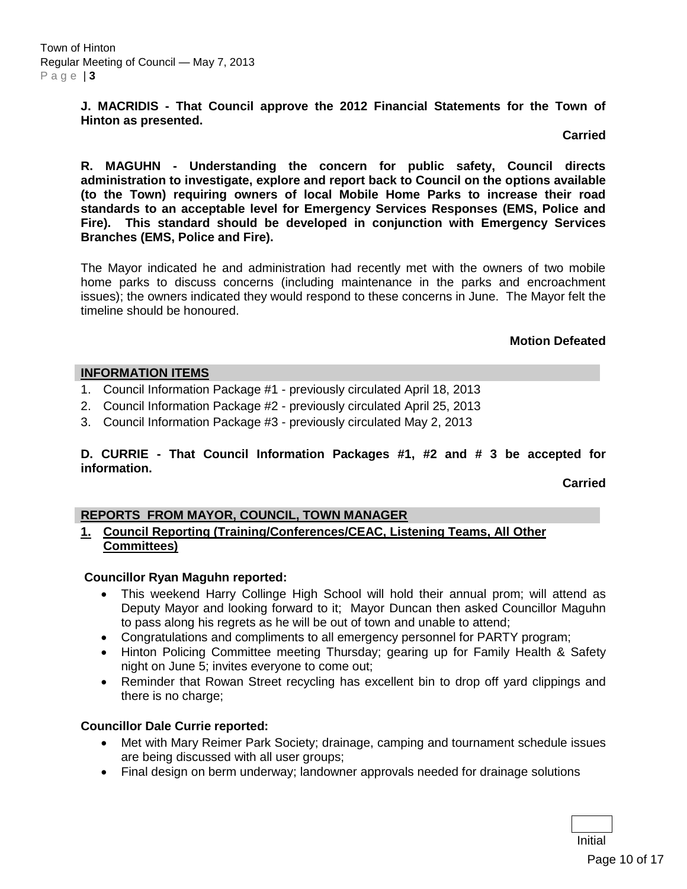**J. MACRIDIS - That Council approve the 2012 Financial Statements for the Town of Hinton as presented.**

**Carried**

**R. MAGUHN - Understanding the concern for public safety, Council directs administration to investigate, explore and report back to Council on the options available (to the Town) requiring owners of local Mobile Home Parks to increase their road standards to an acceptable level for Emergency Services Responses (EMS, Police and Fire). This standard should be developed in conjunction with Emergency Services Branches (EMS, Police and Fire).**

The Mayor indicated he and administration had recently met with the owners of two mobile home parks to discuss concerns (including maintenance in the parks and encroachment issues); the owners indicated they would respond to these concerns in June. The Mayor felt the timeline should be honoured.

**Motion Defeated**

## INFORMATION ITEMS

1. Council Information Package #1 - previously circulated April 18, 2013
2. Council Information Package #2 - previously circulated April 25, 2013
3. Council Information Package #3 - previously circulated May 2, 2013

**D. CURRIE - That Council Information Packages #1, #2 and # 3 be accepted for information.**

**Carried**

## REPORTS FROM MAYOR, COUNCIL, TOWN MANAGER

### 1. Council Reporting (Training/Conferences/CEAC, Listening Teams, All Other Committees)

**Councillor Ryan Maguhn reported:**

- This weekend Harry Collinge High School will hold their annual prom; will attend as Deputy Mayor and looking forward to it; Mayor Duncan then asked Councillor Maguhn to pass along his regrets as he will be out of town and unable to attend;
- Congratulations and compliments to all emergency personnel for PARTY program;
- Hinton Policing Committee meeting Thursday; gearing up for Family Health & Safety night on June 5; invites everyone to come out;
- Reminder that Rowan Street recycling has excellent bin to drop off yard clippings and there is no charge;

**Councillor Dale Currie reported:**

- Met with Mary Reimer Park Society; drainage, camping and tournament schedule issues are being discussed with all user groups;
- Final design on berm underway; landowner approvals needed for drainage solutions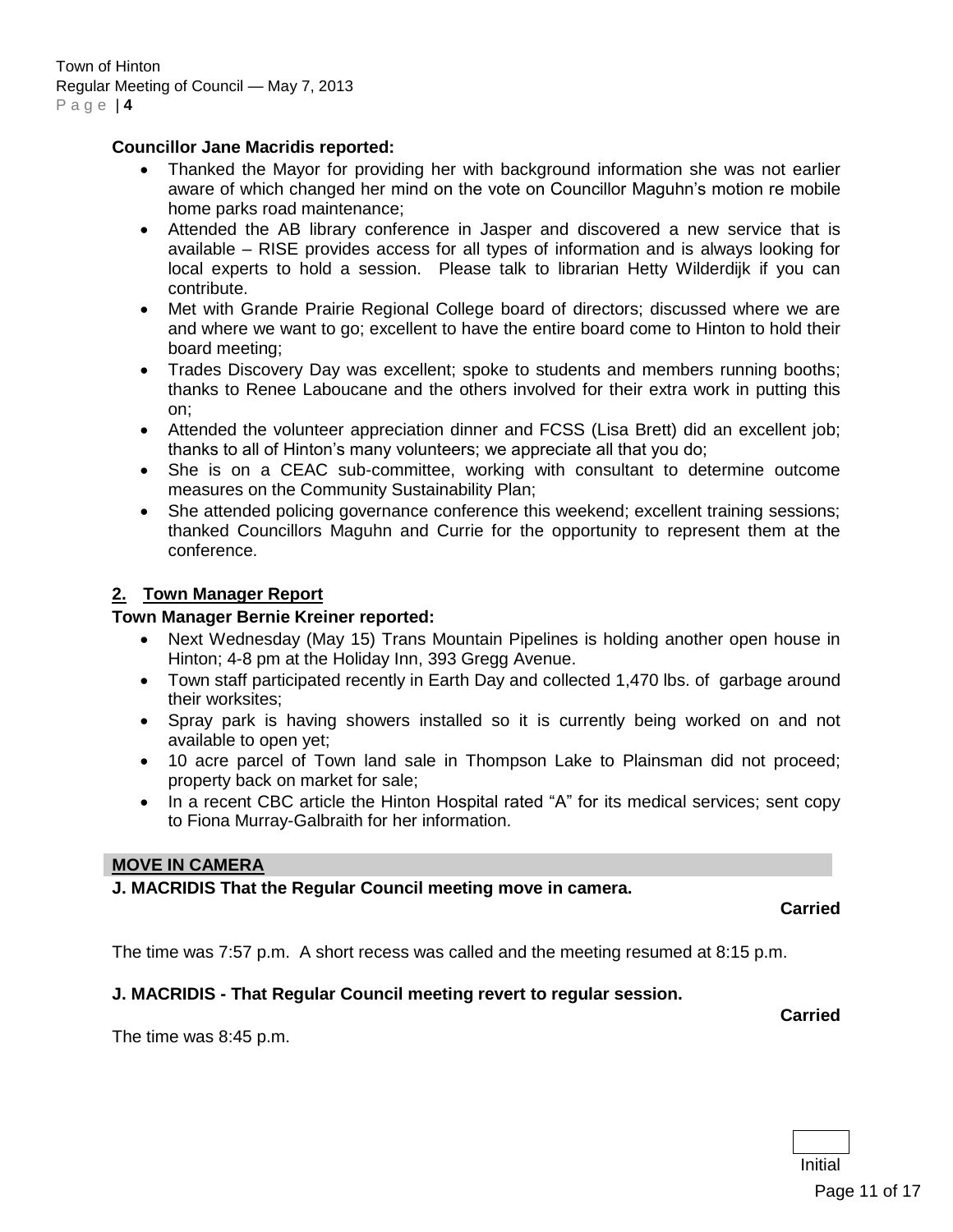**Councillor Jane Macridis reported:**

- Thanked the Mayor for providing her with background information she was not earlier aware of which changed her mind on the vote on Councillor Maguhn's motion re mobile home parks road maintenance;
- Attended the AB library conference in Jasper and discovered a new service that is available – RISE provides access for all types of information and is always looking for local experts to hold a session. Please talk to librarian Hetty Wilderdijk if you can contribute.
- Met with Grande Prairie Regional College board of directors; discussed where we are and where we want to go; excellent to have the entire board come to Hinton to hold their board meeting;
- Trades Discovery Day was excellent; spoke to students and members running booths; thanks to Renee Laboucane and the others involved for their extra work in putting this on;
- Attended the volunteer appreciation dinner and FCSS (Lisa Brett) did an excellent job; thanks to all of Hinton's many volunteers; we appreciate all that you do;
- She is on a CEAC sub-committee, working with consultant to determine outcome measures on the Community Sustainability Plan;
- She attended policing governance conference this weekend; excellent training sessions; thanked Councillors Maguhn and Currie for the opportunity to represent them at the conference.

## 2. Town Manager Report

**Town Manager Bernie Kreiner reported:**

- Next Wednesday (May 15) Trans Mountain Pipelines is holding another open house in Hinton; 4-8 pm at the Holiday Inn, 393 Gregg Avenue.
- Town staff participated recently in Earth Day and collected 1,470 lbs. of garbage around their worksites;
- Spray park is having showers installed so it is currently being worked on and not available to open yet;
- 10 acre parcel of Town land sale in Thompson Lake to Plainsman did not proceed; property back on market for sale;
- In a recent CBC article the Hinton Hospital rated "A" for its medical services; sent copy to Fiona Murray-Galbraith for her information.

## MOVE IN CAMERA

**J. MACRIDIS That the Regular Council meeting move in camera.**

**Carried**

The time was 7:57 p.m. A short recess was called and the meeting resumed at 8:15 p.m.

**J. MACRIDIS - That Regular Council meeting revert to regular session.**

**Carried**

The time was 8:45 p.m.

Initial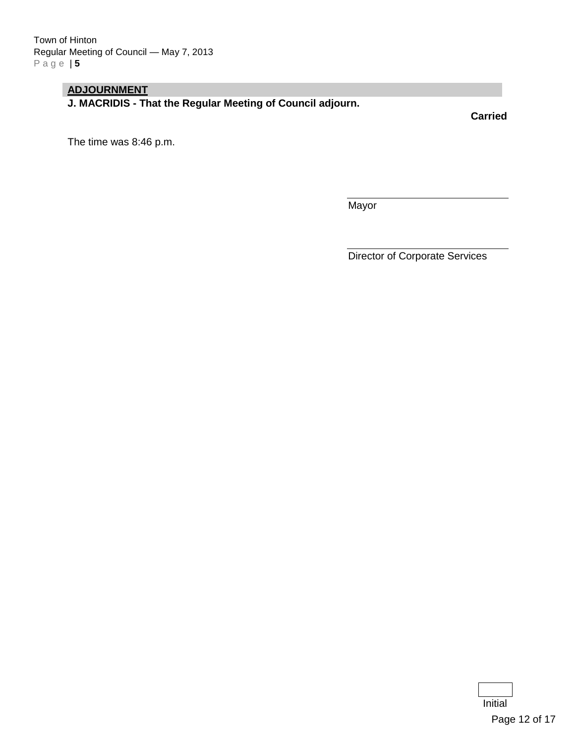## ADJOURNMENT

**J. MACRIDIS - That the Regular Meeting of Council adjourn.**

**Carried**

The time was 8:46 p.m.

\_\_\_\_\_\_\_\_\_\_\_\_\_\_\_\_\_\_\_\_\_\_\_\_\_\_\_\_\_\_

Mayor

\_\_\_\_\_\_\_\_\_\_\_\_\_\_\_\_\_\_\_\_\_\_\_\_\_\_\_\_\_\_

Director of Corporate Services

Initial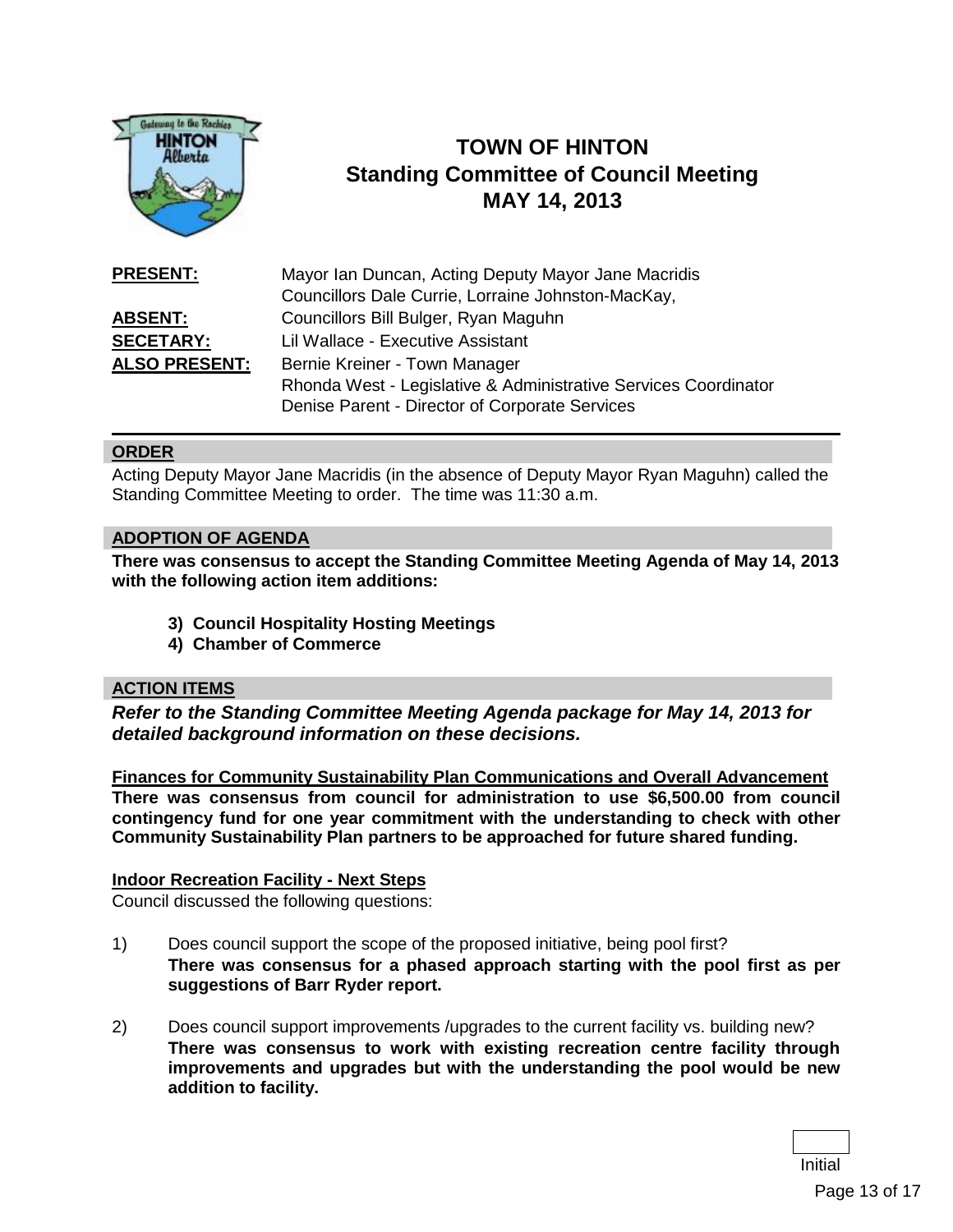# TOWN OF HINTON
## Standing Committee of Council Meeting
## MAY 14, 2013

| | |
|---|---|
| **PRESENT:** | Mayor Ian Duncan, Acting Deputy Mayor Jane Macridis<br>Councillors Dale Currie, Lorraine Johnston-MacKay, |
| **ABSENT:** | Councillors Bill Bulger, Ryan Maguhn |
| **SECETARY:** | Lil Wallace - Executive Assistant |
| **ALSO PRESENT:** | Bernie Kreiner - Town Manager<br>Rhonda West - Legislative & Administrative Services Coordinator<br>Denise Parent - Director of Corporate Services |

### ORDER

Acting Deputy Mayor Jane Macridis (in the absence of Deputy Mayor Ryan Maguhn) called the Standing Committee Meeting to order. The time was 11:30 a.m.

### ADOPTION OF AGENDA

**There was consensus to accept the Standing Committee Meeting Agenda of May 14, 2013 with the following action item additions:**

- **3) Council Hospitality Hosting Meetings**
- **4) Chamber of Commerce**

### ACTION ITEMS

***Refer to the Standing Committee Meeting Agenda package for May 14, 2013 for detailed background information on these decisions.***

**Finances for Community Sustainability Plan Communications and Overall Advancement**
**There was consensus from council for administration to use $6,500.00 from council contingency fund for one year commitment with the understanding to check with other Community Sustainability Plan partners to be approached for future shared funding.**

**Indoor Recreation Facility - Next Steps**
Council discussed the following questions:

1) Does council support the scope of the proposed initiative, being pool first?
**There was consensus for a phased approach starting with the pool first as per suggestions of Barr Ryder report.**

2) Does council support improvements /upgrades to the current facility vs. building new?
**There was consensus to work with existing recreation centre facility through improvements and upgrades but with the understanding the pool would be new addition to facility.**

Initial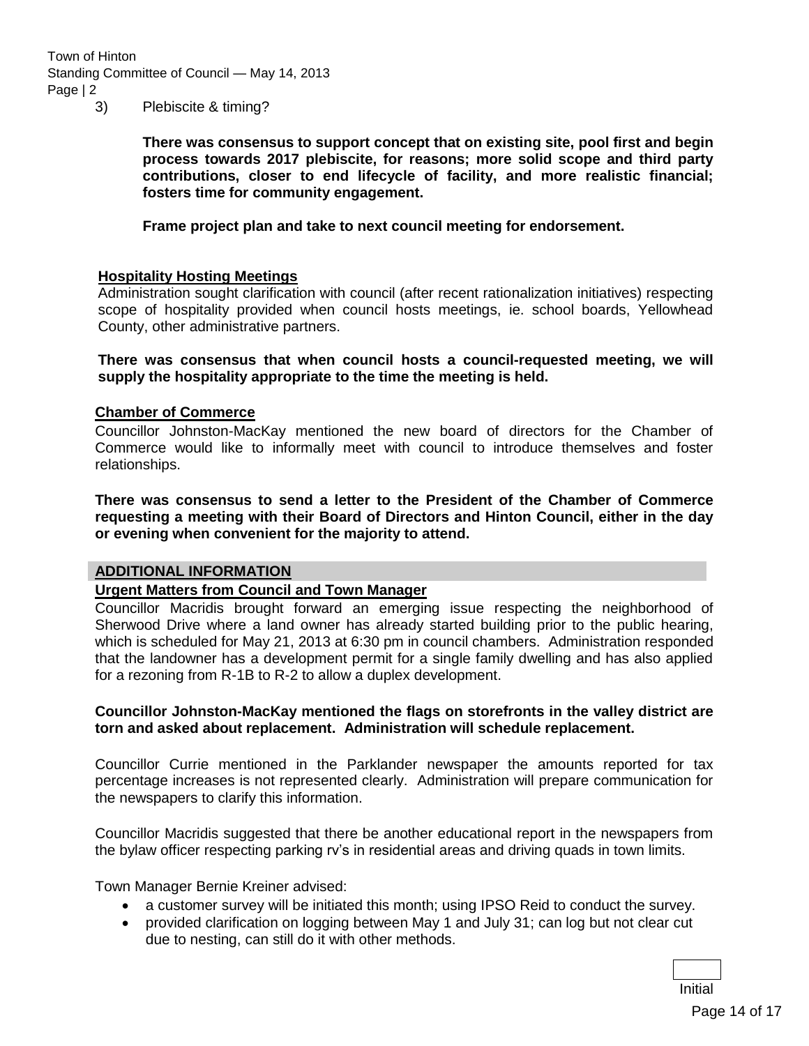3) Plebiscite & timing?

**There was consensus to support concept that on existing site, pool first and begin process towards 2017 plebiscite, for reasons; more solid scope and third party contributions, closer to end lifecycle of facility, and more realistic financial; fosters time for community engagement.**

**Frame project plan and take to next council meeting for endorsement.**

**Hospitality Hosting Meetings**

Administration sought clarification with council (after recent rationalization initiatives) respecting scope of hospitality provided when council hosts meetings, ie. school boards, Yellowhead County, other administrative partners.

**There was consensus that when council hosts a council-requested meeting, we will supply the hospitality appropriate to the time the meeting is held.**

**Chamber of Commerce**

Councillor Johnston-MacKay mentioned the new board of directors for the Chamber of Commerce would like to informally meet with council to introduce themselves and foster relationships.

**There was consensus to send a letter to the President of the Chamber of Commerce requesting a meeting with their Board of Directors and Hinton Council, either in the day or evening when convenient for the majority to attend.**

## ADDITIONAL INFORMATION

**Urgent Matters from Council and Town Manager**

Councillor Macridis brought forward an emerging issue respecting the neighborhood of Sherwood Drive where a land owner has already started building prior to the public hearing, which is scheduled for May 21, 2013 at 6:30 pm in council chambers. Administration responded that the landowner has a development permit for a single family dwelling and has also applied for a rezoning from R-1B to R-2 to allow a duplex development.

**Councillor Johnston-MacKay mentioned the flags on storefronts in the valley district are torn and asked about replacement. Administration will schedule replacement.**

Councillor Currie mentioned in the Parklander newspaper the amounts reported for tax percentage increases is not represented clearly. Administration will prepare communication for the newspapers to clarify this information.

Councillor Macridis suggested that there be another educational report in the newspapers from the bylaw officer respecting parking rv's in residential areas and driving quads in town limits.

Town Manager Bernie Kreiner advised:

- a customer survey will be initiated this month; using IPSO Reid to conduct the survey.
- provided clarification on logging between May 1 and July 31; can log but not clear cut due to nesting, can still do it with other methods.

Initial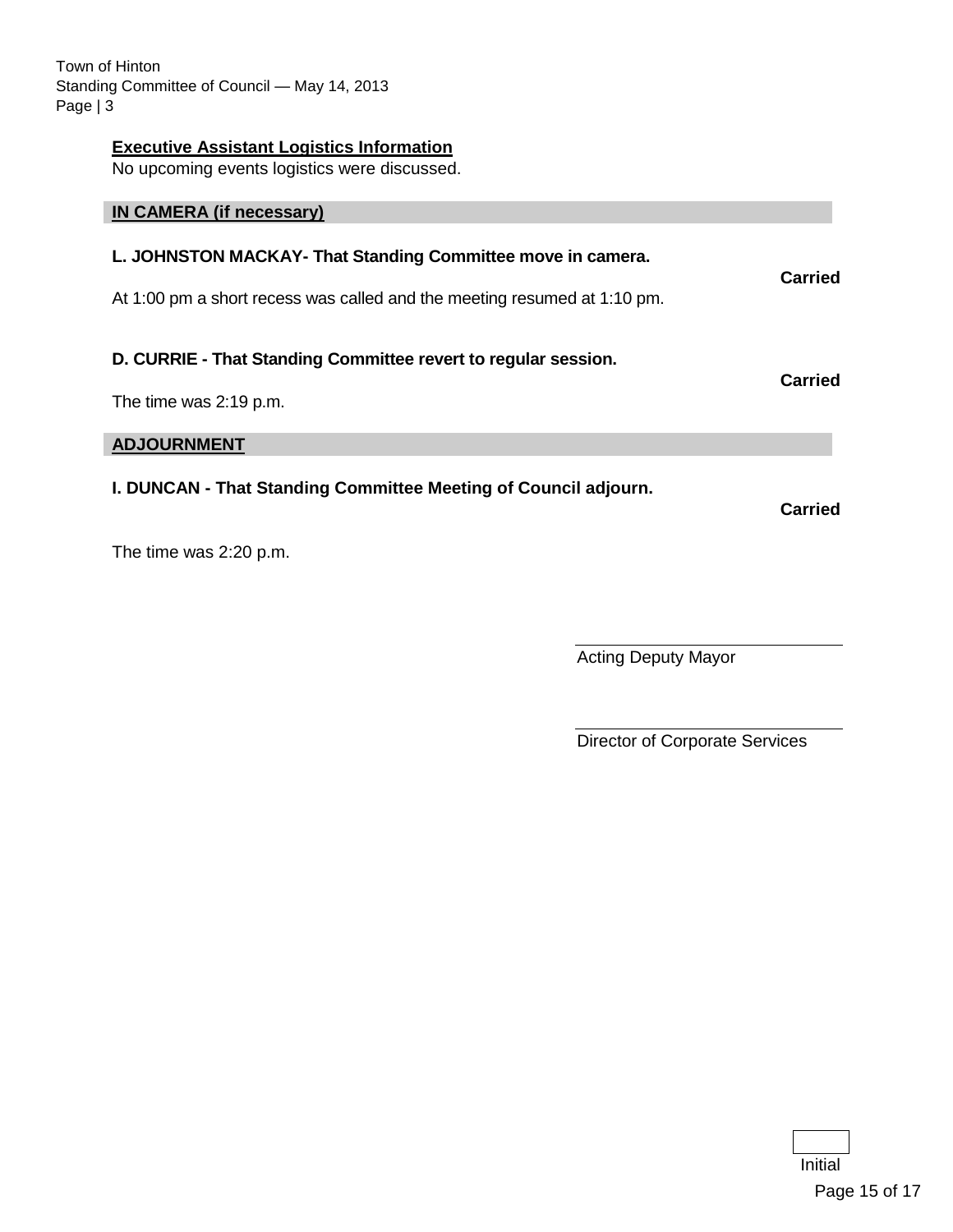### Executive Assistant Logistics Information

No upcoming events logistics were discussed.

## IN CAMERA (if necessary)

**L. JOHNSTON MACKAY- That Standing Committee move in camera.**

**Carried**

At 1:00 pm a short recess was called and the meeting resumed at 1:10 pm.

**D. CURRIE - That Standing Committee revert to regular session.**

**Carried**

The time was 2:19 p.m.

## ADJOURNMENT

**I. DUNCAN - That Standing Committee Meeting of Council adjourn.**

**Carried**

The time was 2:20 p.m.

\_\_\_\_\_\_\_\_\_\_\_\_\_\_\_\_\_\_\_\_\_\_\_\_\_\_\_\_\_\_

Acting Deputy Mayor

\_\_\_\_\_\_\_\_\_\_\_\_\_\_\_\_\_\_\_\_\_\_\_\_\_\_\_\_\_\_

Director of Corporate Services

Initial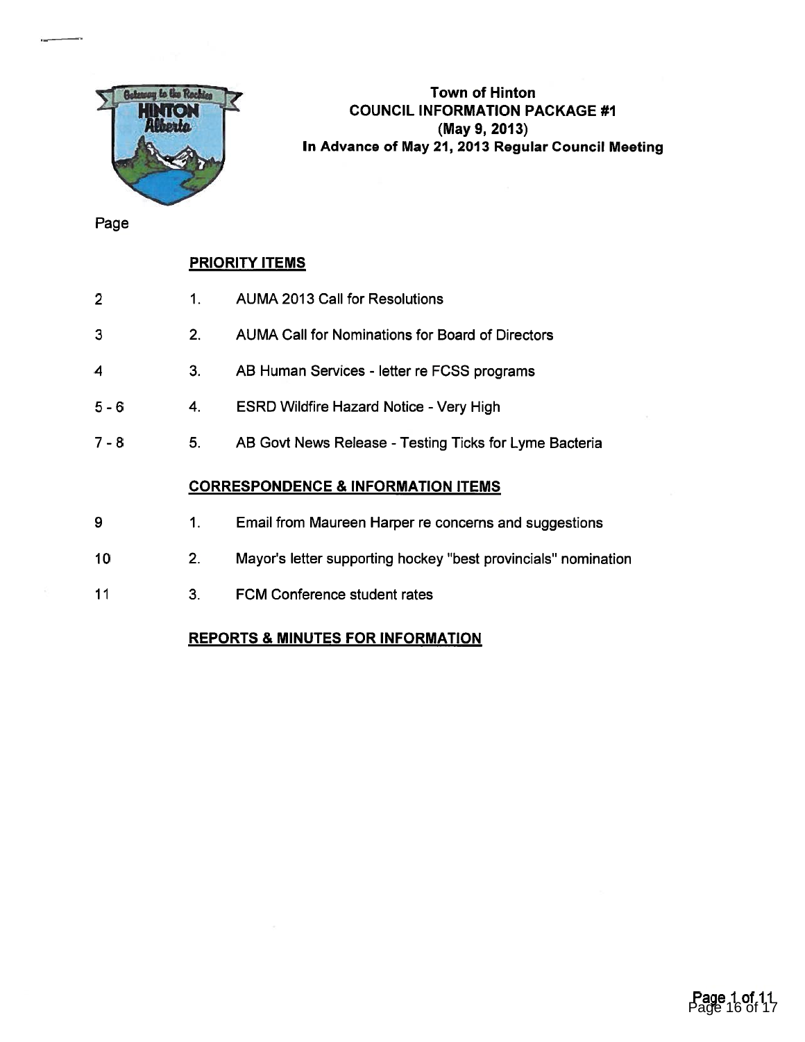# Town of Hinton
## COUNCIL INFORMATION PACKAGE #1
## (May 9, 2013)
## In Advance of May 21, 2013 Regular Council Meeting

| Page | | |
|---|---|---|
| | **PRIORITY ITEMS** | |
| 2 | 1. | AUMA 2013 Call for Resolutions |
| 3 | 2. | AUMA Call for Nominations for Board of Directors |
| 4 | 3. | AB Human Services - letter re FCSS programs |
| 5 - 6 | 4. | ESRD Wildfire Hazard Notice - Very High |
| 7 - 8 | 5. | AB Govt News Release - Testing Ticks for Lyme Bacteria |
| | **CORRESPONDENCE & INFORMATION ITEMS** | |
| 9 | 1. | Email from Maureen Harper re concerns and suggestions |
| 10 | 2. | Mayor's letter supporting hockey "best provincials" nomination |
| 11 | 3. | FCM Conference student rates |
| | **REPORTS & MINUTES FOR INFORMATION** | |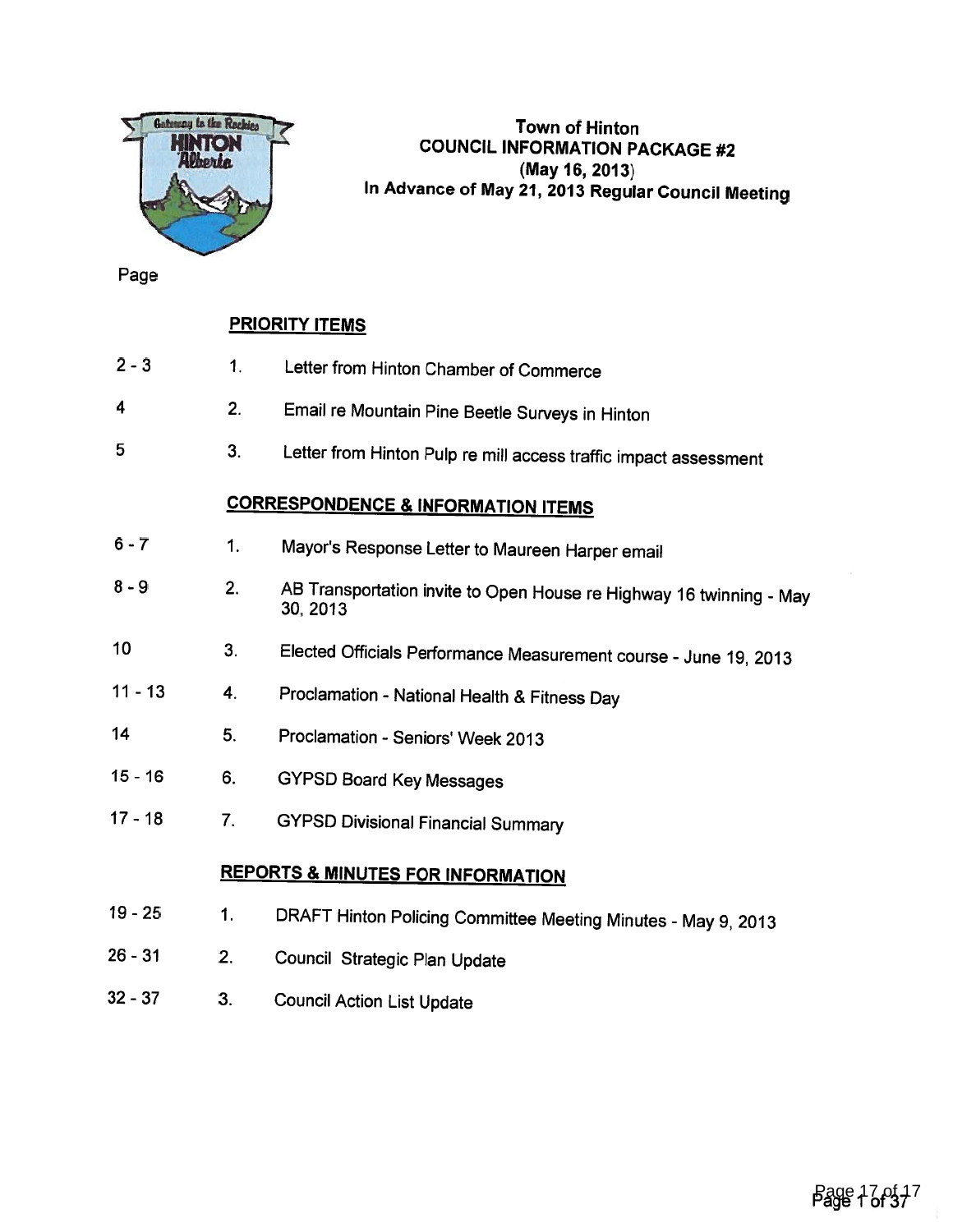# Town of Hinton
## COUNCIL INFORMATION PACKAGE #2
### (May 16, 2013)
### In Advance of May 21, 2013 Regular Council Meeting

| Page | | |
|---|---|---|
| | | **PRIORITY ITEMS** |
| 2 - 3 | 1. | Letter from Hinton Chamber of Commerce |
| 4 | 2. | Email re Mountain Pine Beetle Surveys in Hinton |
| 5 | 3. | Letter from Hinton Pulp re mill access traffic impact assessment |
| | | **CORRESPONDENCE & INFORMATION ITEMS** |
| 6 - 7 | 1. | Mayor's Response Letter to Maureen Harper email |
| 8 - 9 | 2. | AB Transportation invite to Open House re Highway 16 twinning - May 30, 2013 |
| 10 | 3. | Elected Officials Performance Measurement course - June 19, 2013 |
| 11 - 13 | 4. | Proclamation - National Health & Fitness Day |
| 14 | 5. | Proclamation - Seniors' Week 2013 |
| 15 - 16 | 6. | GYPSD Board Key Messages |
| 17 - 18 | 7. | GYPSD Divisional Financial Summary |
| | | **REPORTS & MINUTES FOR INFORMATION** |
| 19 - 25 | 1. | DRAFT Hinton Policing Committee Meeting Minutes - May 9, 2013 |
| 26 - 31 | 2. | Council Strategic Plan Update |
| 32 - 37 | 3. | Council Action List Update |